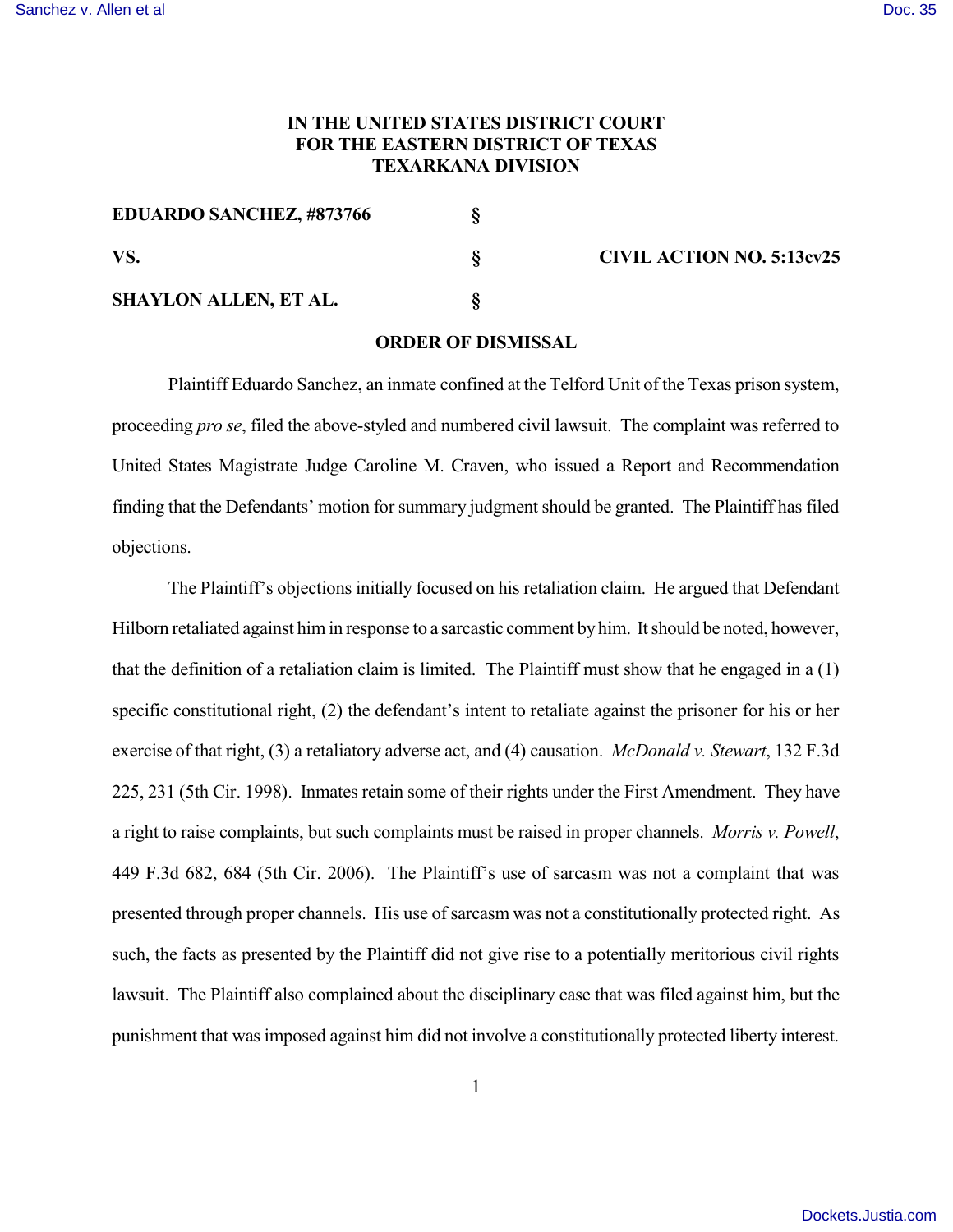**IN THE UNITED STATES DISTRICT COURT**
**FOR THE EASTERN DISTRICT OF TEXAS**
**TEXARKANA DIVISION**

| | | |
|---|---|---|
| **EDUARDO SANCHEZ, #873766** | **§** | |
| **VS.** | **§** | **CIVIL ACTION NO. 5:13cv25** |
| **SHAYLON ALLEN, ET AL.** | **§** | |

**ORDER OF DISMISSAL**

Plaintiff Eduardo Sanchez, an inmate confined at the Telford Unit of the Texas prison system, proceeding *pro se*, filed the above-styled and numbered civil lawsuit. The complaint was referred to United States Magistrate Judge Caroline M. Craven, who issued a Report and Recommendation finding that the Defendants' motion for summary judgment should be granted. The Plaintiff has filed objections.

The Plaintiff's objections initially focused on his retaliation claim. He argued that Defendant Hilborn retaliated against him in response to a sarcastic comment by him. It should be noted, however, that the definition of a retaliation claim is limited. The Plaintiff must show that he engaged in a (1) specific constitutional right, (2) the defendant's intent to retaliate against the prisoner for his or her exercise of that right, (3) a retaliatory adverse act, and (4) causation. *McDonald v. Stewart*, 132 F.3d 225, 231 (5th Cir. 1998). Inmates retain some of their rights under the First Amendment. They have a right to raise complaints, but such complaints must be raised in proper channels. *Morris v. Powell*, 449 F.3d 682, 684 (5th Cir. 2006). The Plaintiff's use of sarcasm was not a complaint that was presented through proper channels. His use of sarcasm was not a constitutionally protected right. As such, the facts as presented by the Plaintiff did not give rise to a potentially meritorious civil rights lawsuit. The Plaintiff also complained about the disciplinary case that was filed against him, but the punishment that was imposed against him did not involve a constitutionally protected liberty interest.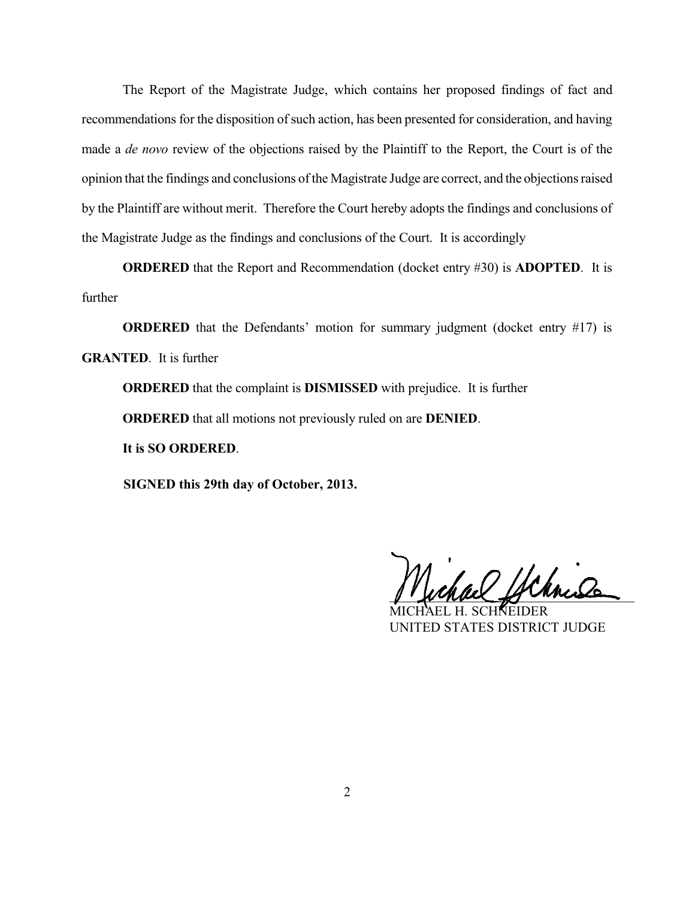The Report of the Magistrate Judge, which contains her proposed findings of fact and recommendations for the disposition of such action, has been presented for consideration, and having made a *de novo* review of the objections raised by the Plaintiff to the Report, the Court is of the opinion that the findings and conclusions of the Magistrate Judge are correct, and the objections raised by the Plaintiff are without merit. Therefore the Court hereby adopts the findings and conclusions of the Magistrate Judge as the findings and conclusions of the Court. It is accordingly

**ORDERED** that the Report and Recommendation (docket entry #30) is **ADOPTED**. It is further

**ORDERED** that the Defendants' motion for summary judgment (docket entry #17) is **GRANTED**. It is further

**ORDERED** that the complaint is **DISMISSED** with prejudice. It is further

**ORDERED** that all motions not previously ruled on are **DENIED**.

**It is SO ORDERED**.

**SIGNED this 29th day of October, 2013.**

MICHAEL H. SCHNEIDER
UNITED STATES DISTRICT JUDGE